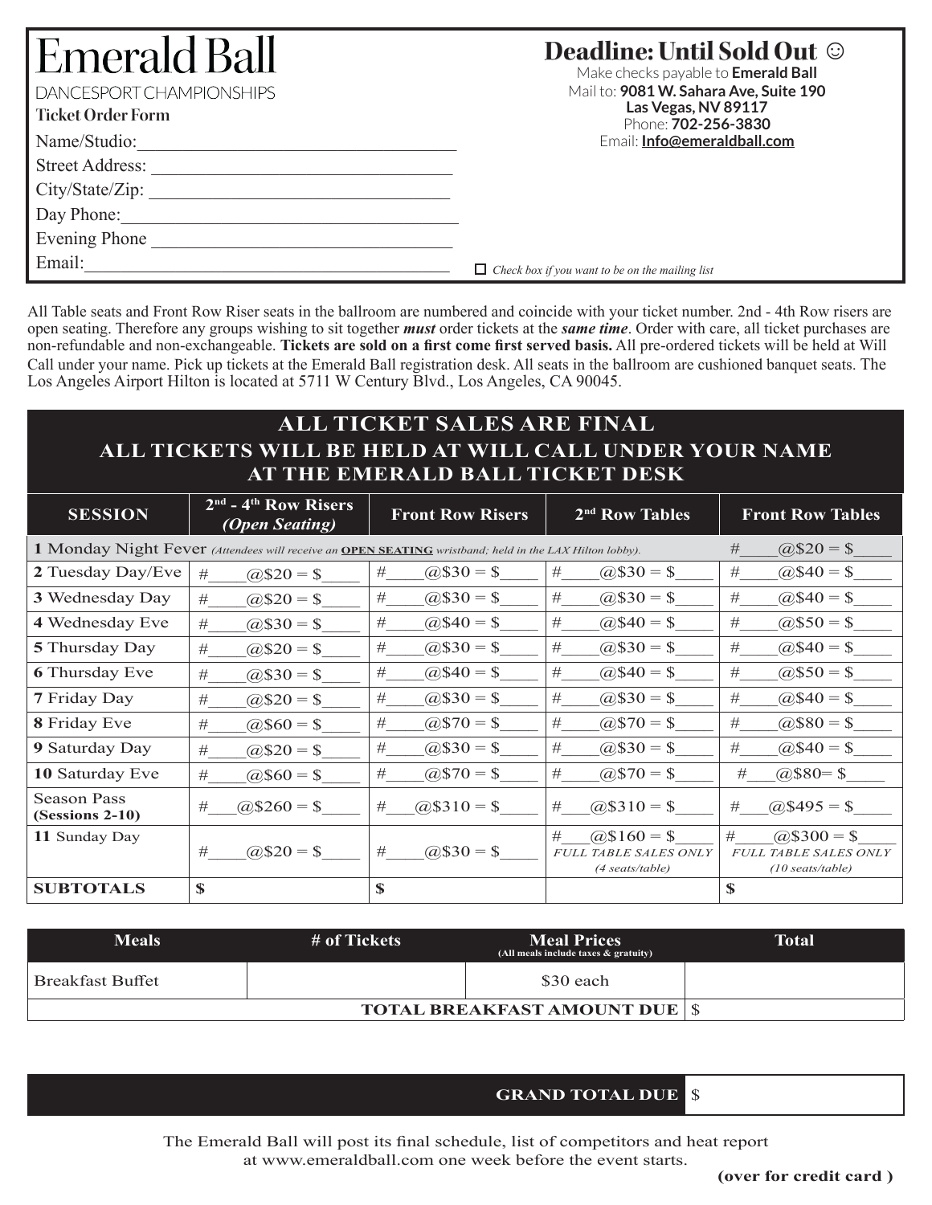# Emerald Ball

DANCESPORT CHAMPIONSHIPS

**Ticket Order Form**

Name/Studio:___________________________________

Street Address: ________________________________

City/State/Zip: ________________________________

Day Phone:_____________________________________

Evening Phone _________________________________

Email:_________________________________________

## Deadline: Until Sold Out ☺

Make checks payable to **Emerald Ball**

Mail to: **9081 W. Sahara Ave, Suite 190**
**Las Vegas, NV 89117**

Phone: **702-256-3830**

Email: **Info@emeraldball.com**

☐ *Check box if you want to be on the mailing list*

All Table seats and Front Row Riser seats in the ballroom are numbered and coincide with your ticket number. 2nd - 4th Row risers are open seating. Therefore any groups wishing to sit together ***must*** order tickets at the ***same time***. Order with care, all ticket purchases are non-refundable and non-exchangeable. **Tickets are sold on a first come first served basis.** All pre-ordered tickets will be held at Will Call under your name. Pick up tickets at the Emerald Ball registration desk. All seats in the ballroom are cushioned banquet seats. The Los Angeles Airport Hilton is located at 5711 W Century Blvd., Los Angeles, CA 90045.

## ALL TICKET SALES ARE FINAL
## ALL TICKETS WILL BE HELD AT WILL CALL UNDER YOUR NAME AT THE EMERALD BALL TICKET DESK

| SESSION | 2nd - 4th Row Risers *(Open Seating)* | Front Row Risers | 2nd Row Tables | Front Row Tables |
|---|---|---|---|---|
| **1** Monday Night Fever *(Attendees will receive an **OPEN SEATING** wristband; held in the LAX Hilton lobby).* | | | | #____@$20 = $____ |
| **2** Tuesday Day/Eve | #____@$20 = $____ | #____@$30 = $____ | #____@$30 = $____ | #____@$40 = $____ |
| **3** Wednesday Day | #____@$20 = $____ | #____@$30 = $____ | #____@$30 = $____ | #____@$40 = $____ |
| **4** Wednesday Eve | #____@$30 = $____ | #____@$40 = $____ | #____@$40 = $____ | #____@$50 = $____ |
| **5** Thursday Day | #____@$20 = $____ | #____@$30 = $____ | #____@$30 = $____ | #____@$40 = $____ |
| **6** Thursday Eve | #____@$30 = $____ | #____@$40 = $____ | #____@$40 = $____ | #____@$50 = $____ |
| **7** Friday Day | #____@$20 = $____ | #____@$30 = $____ | #____@$30 = $____ | #____@$40 = $____ |
| **8** Friday Eve | #____@$60 = $____ | #____@$70 = $____ | #____@$70 = $____ | #____@$80 = $____ |
| **9** Saturday Day | #____@$20 = $____ | #____@$30 = $____ | #____@$30 = $____ | #____@$40 = $____ |
| **10** Saturday Eve | #____@$60 = $____ | #____@$70 = $____ | #____@$70 = $____ | #____@$80= $____ |
| Season Pass **(Sessions 2-10)** | #___@$260 = $____ | #___@$310 = $____ | #___@$310 = $____ | #___@$495 = $____ |
| **11** Sunday Day | #____@$20 = $____ | #____@$30 = $____ | #___@$160 = $____ *FULL TABLE SALES ONLY (4 seats/table)* | #___@$300 = $____ *FULL TABLE SALES ONLY (10 seats/table)* |
| **SUBTOTALS** | **$** | **$** | | **$** |

| Meals | # of Tickets | Meal Prices (All meals include taxes & gratuity) | Total |
|---|---|---|---|
| Breakfast Buffet | | $30 each | |
| | | **TOTAL BREAKFAST AMOUNT DUE** | $ |

**GRAND TOTAL DUE** $

The Emerald Ball will post its final schedule, list of competitors and heat report at www.emeraldball.com one week before the event starts.

**(over for credit card )**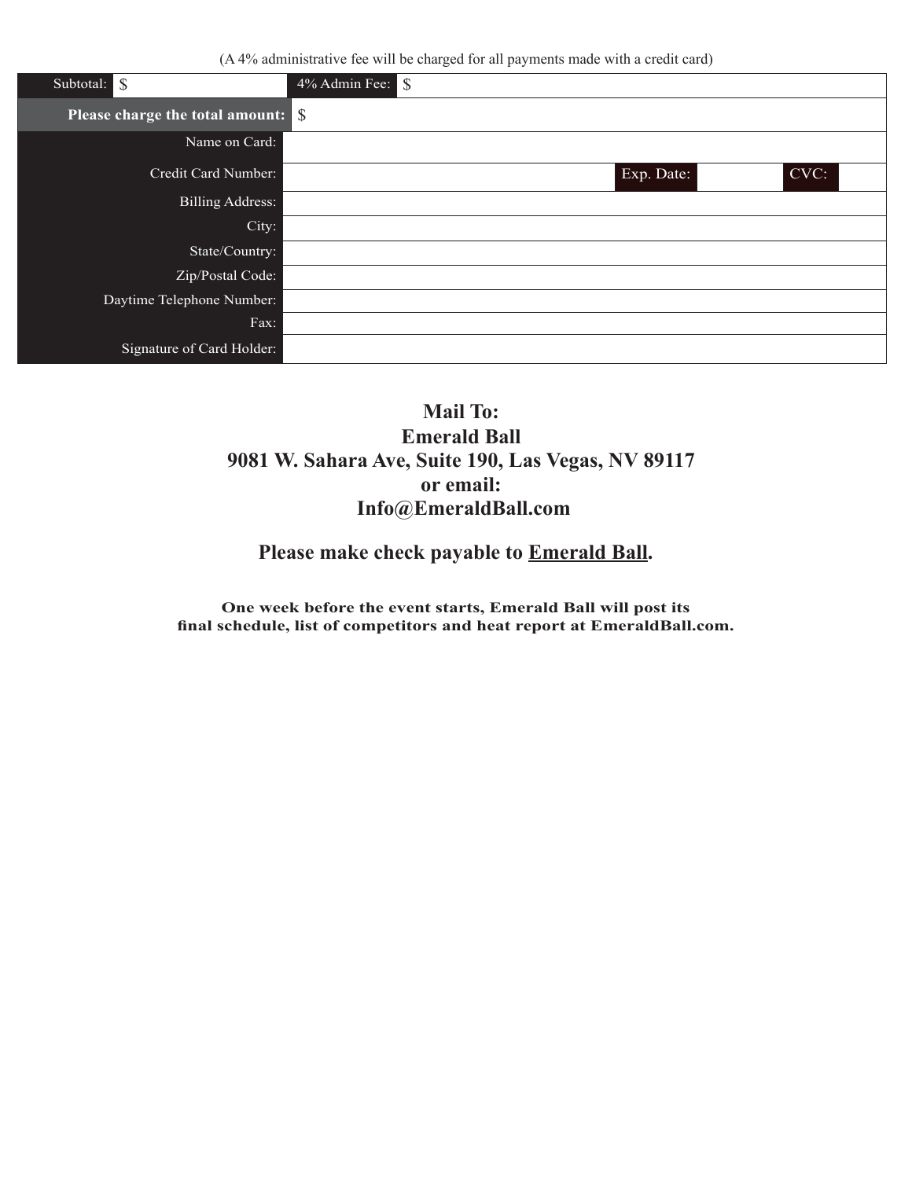(A 4% administrative fee will be charged for all payments made with a credit card)

| | | | | | |
|---|---|---|---|---|---|
| Subtotal: | $ | 4% Admin Fee: | $ | | |
| Please charge the total amount: | $ | | | | |
| Name on Card: | | | | | |
| Credit Card Number: | | Exp. Date: | | CVC: | |
| Billing Address: | | | | | |
| City: | | | | | |
| State/Country: | | | | | |
| Zip/Postal Code: | | | | | |
| Daytime Telephone Number: | | | | | |
| Fax: | | | | | |
| Signature of Card Holder: | | | | | |

**Mail To:**
**Emerald Ball**
**9081 W. Sahara Ave, Suite 190, Las Vegas, NV 89117**
**or email:**
**Info@EmeraldBall.com**

**Please make check payable to Emerald Ball.**

**One week before the event starts, Emerald Ball will post its final schedule, list of competitors and heat report at EmeraldBall.com.**